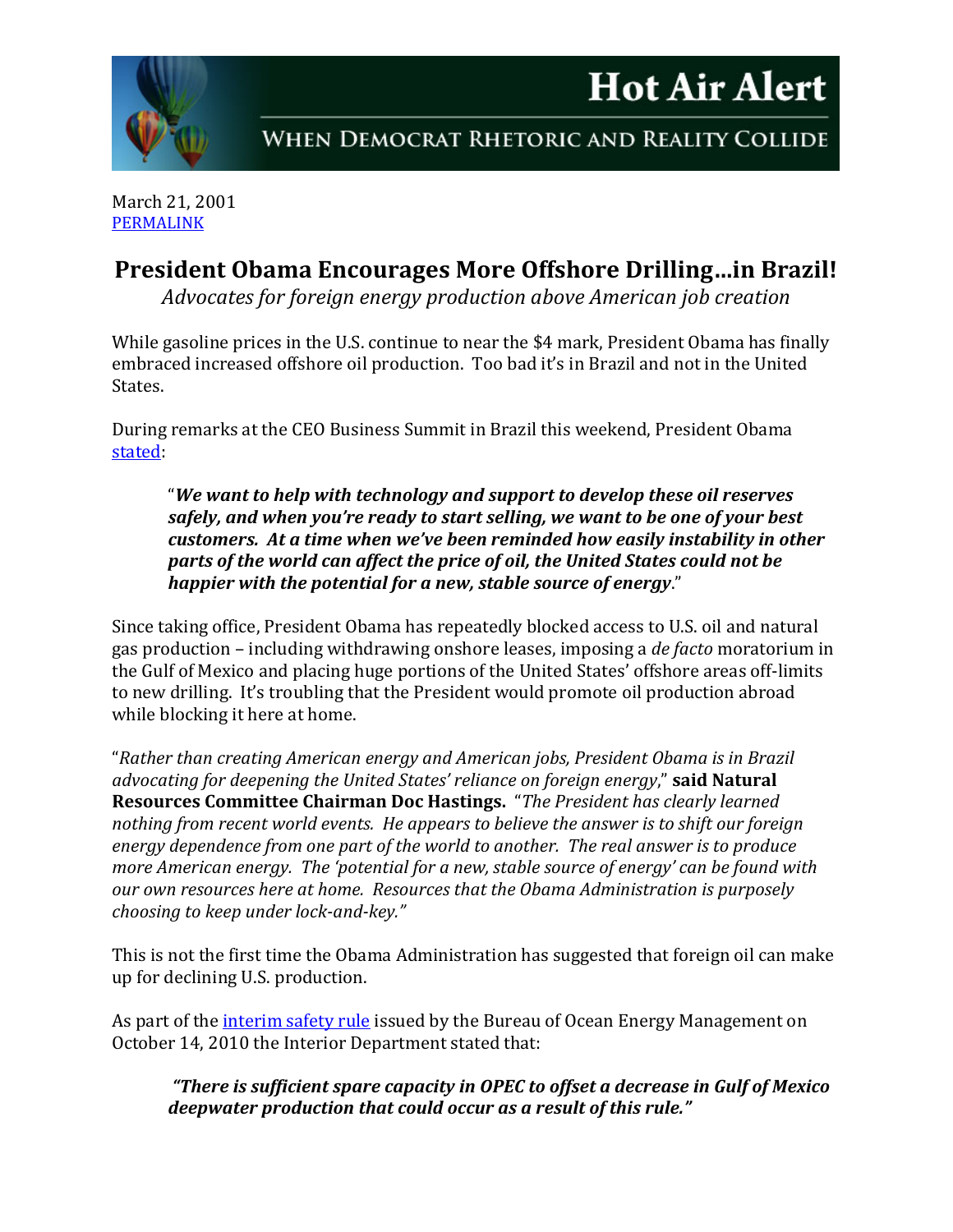# Hot Air Alert

WHEN DEMOCRAT RHETORIC AND REALITY COLLIDE

March 21, 2001
PERMALINK

## President Obama Encourages More Offshore Drilling...in Brazil!

*Advocates for foreign energy production above American job creation*

While gasoline prices in the U.S. continue to near the $4 mark, President Obama has finally embraced increased offshore oil production. Too bad it's in Brazil and not in the United States.

During remarks at the CEO Business Summit in Brazil this weekend, President Obama stated:

> "***We want to help with technology and support to develop these oil reserves safely, and when you're ready to start selling, we want to be one of your best customers. At a time when we've been reminded how easily instability in other parts of the world can affect the price of oil, the United States could not be happier with the potential for a new, stable source of energy***."

Since taking office, President Obama has repeatedly blocked access to U.S. oil and natural gas production – including withdrawing onshore leases, imposing a *de facto* moratorium in the Gulf of Mexico and placing huge portions of the United States' offshore areas off-limits to new drilling. It's troubling that the President would promote oil production abroad while blocking it here at home.

"*Rather than creating American energy and American jobs, President Obama is in Brazil advocating for deepening the United States' reliance on foreign energy*," **said Natural Resources Committee Chairman Doc Hastings.** "*The President has clearly learned nothing from recent world events. He appears to believe the answer is to shift our foreign energy dependence from one part of the world to another. The real answer is to produce more American energy. The 'potential for a new, stable source of energy' can be found with our own resources here at home. Resources that the Obama Administration is purposely choosing to keep under lock-and-key."*

This is not the first time the Obama Administration has suggested that foreign oil can make up for declining U.S. production.

As part of the interim safety rule issued by the Bureau of Ocean Energy Management on October 14, 2010 the Interior Department stated that:

> ***"There is sufficient spare capacity in OPEC to offset a decrease in Gulf of Mexico deepwater production that could occur as a result of this rule."***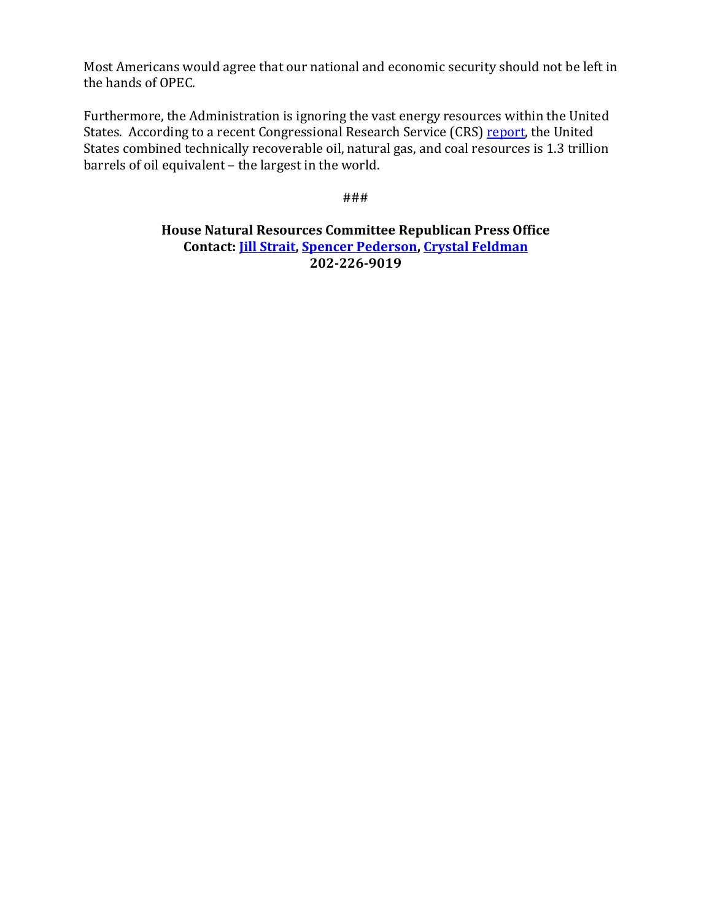Most Americans would agree that our national and economic security should not be left in the hands of OPEC.

Furthermore, the Administration is ignoring the vast energy resources within the United States. According to a recent Congressional Research Service (CRS) report, the United States combined technically recoverable oil, natural gas, and coal resources is 1.3 trillion barrels of oil equivalent – the largest in the world.

###

**House Natural Resources Committee Republican Press Office**
**Contact: Jill Strait, Spencer Pederson, Crystal Feldman**
**202-226-9019**